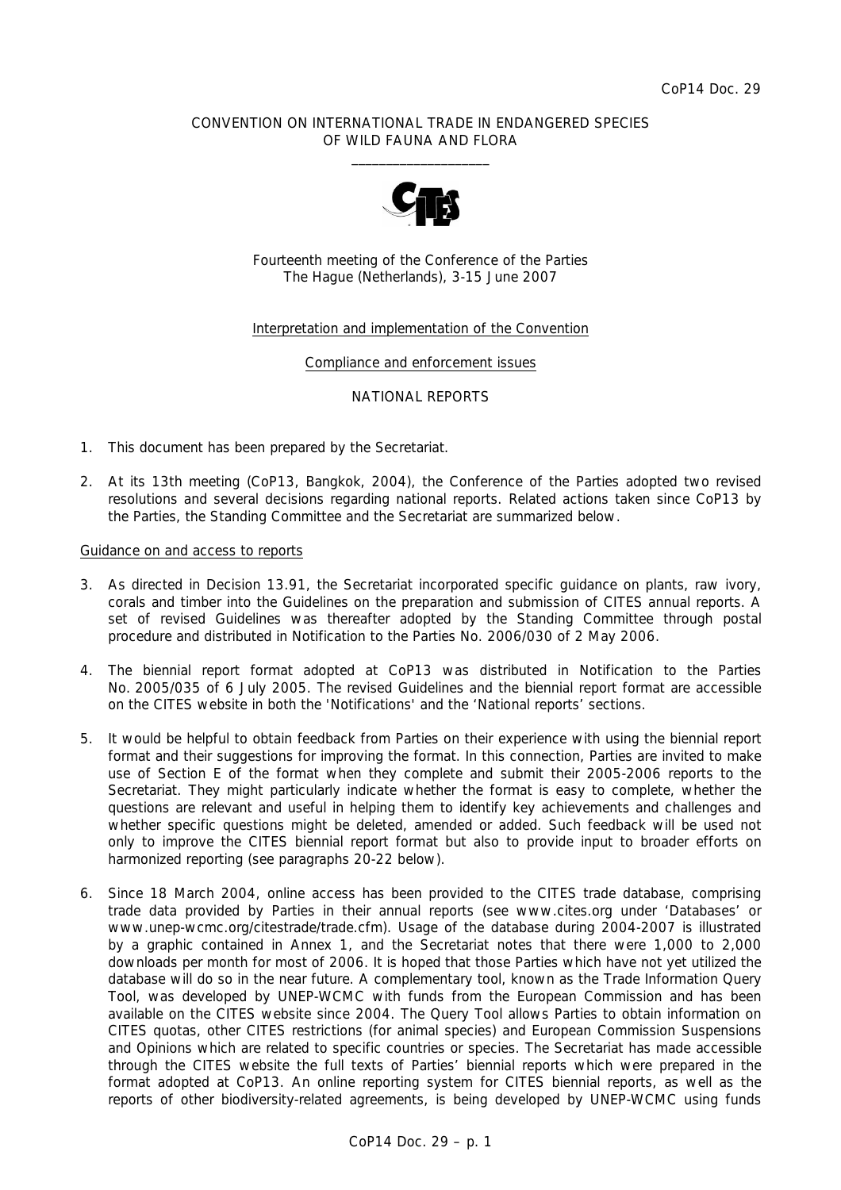CoP14 Doc. 29

CONVENTION ON INTERNATIONAL TRADE IN ENDANGERED SPECIES
OF WILD FAUNA AND FLORA

\_\_\_\_\_\_\_\_\_\_\_\_\_\_\_\_\_\_\_\_

Fourteenth meeting of the Conference of the Parties
The Hague (Netherlands), 3-15 June 2007

Interpretation and implementation of the Convention

Compliance and enforcement issues

NATIONAL REPORTS

1. This document has been prepared by the Secretariat.

2. At its 13th meeting (CoP13, Bangkok, 2004), the Conference of the Parties adopted two revised resolutions and several decisions regarding national reports. Related actions taken since CoP13 by the Parties, the Standing Committee and the Secretariat are summarized below.

Guidance on and access to reports

3. As directed in Decision 13.91, the Secretariat incorporated specific guidance on plants, raw ivory, corals and timber into the Guidelines on the preparation and submission of CITES annual reports. A set of revised Guidelines was thereafter adopted by the Standing Committee through postal procedure and distributed in Notification to the Parties No. 2006/030 of 2 May 2006.

4. The biennial report format adopted at CoP13 was distributed in Notification to the Parties No. 2005/035 of 6 July 2005. The revised Guidelines and the biennial report format are accessible on the CITES website in both the 'Notifications' and the 'National reports' sections.

5. It would be helpful to obtain feedback from Parties on their experience with using the biennial report format and their suggestions for improving the format. In this connection, Parties are invited to make use of Section E of the format when they complete and submit their 2005-2006 reports to the Secretariat. They might particularly indicate whether the format is easy to complete, whether the questions are relevant and useful in helping them to identify key achievements and challenges and whether specific questions might be deleted, amended or added. Such feedback will be used not only to improve the CITES biennial report format but also to provide input to broader efforts on harmonized reporting (see paragraphs 20-22 below).

6. Since 18 March 2004, online access has been provided to the CITES trade database, comprising trade data provided by Parties in their annual reports (see www.cites.org under 'Databases' or www.unep-wcmc.org/citestrade/trade.cfm). Usage of the database during 2004-2007 is illustrated by a graphic contained in Annex 1, and the Secretariat notes that there were 1,000 to 2,000 downloads per month for most of 2006. It is hoped that those Parties which have not yet utilized the database will do so in the near future. A complementary tool, known as the Trade Information Query Tool, was developed by UNEP-WCMC with funds from the European Commission and has been available on the CITES website since 2004. The Query Tool allows Parties to obtain information on CITES quotas, other CITES restrictions (for animal species) and European Commission Suspensions and Opinions which are related to specific countries or species. The Secretariat has made accessible through the CITES website the full texts of Parties' biennial reports which were prepared in the format adopted at CoP13. An online reporting system for CITES biennial reports, as well as the reports of other biodiversity-related agreements, is being developed by UNEP-WCMC using funds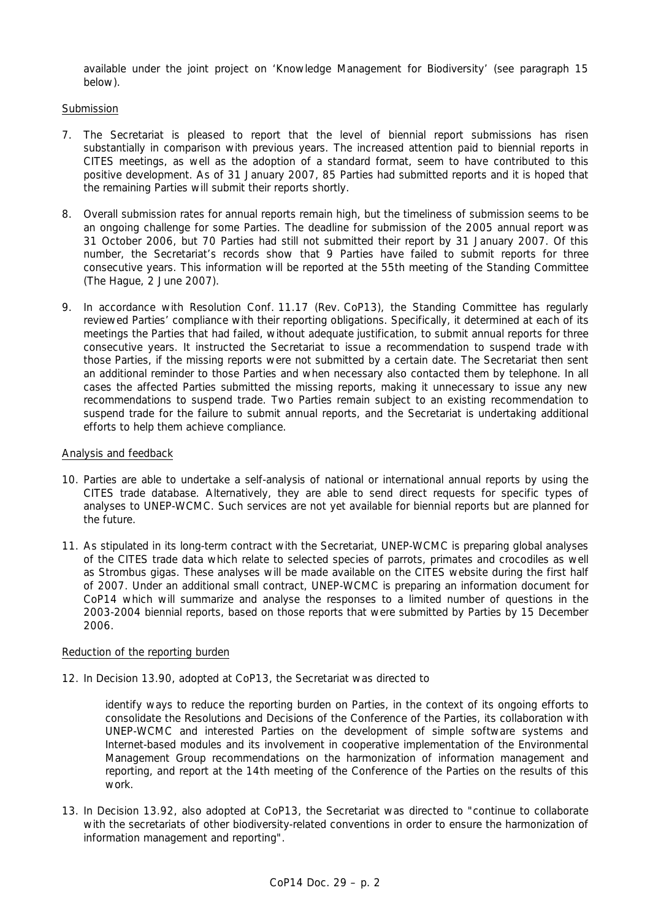available under the joint project on 'Knowledge Management for Biodiversity' (see paragraph 15 below).

Submission

7. The Secretariat is pleased to report that the level of biennial report submissions has risen substantially in comparison with previous years. The increased attention paid to biennial reports in CITES meetings, as well as the adoption of a standard format, seem to have contributed to this positive development. As of 31 January 2007, 85 Parties had submitted reports and it is hoped that the remaining Parties will submit their reports shortly.

8. Overall submission rates for annual reports remain high, but the timeliness of submission seems to be an ongoing challenge for some Parties. The deadline for submission of the 2005 annual report was 31 October 2006, but 70 Parties had still not submitted their report by 31 January 2007. Of this number, the Secretariat's records show that 9 Parties have failed to submit reports for three consecutive years. This information will be reported at the 55th meeting of the Standing Committee (The Hague, 2 June 2007).

9. In accordance with Resolution Conf. 11.17 (Rev. CoP13), the Standing Committee has regularly reviewed Parties' compliance with their reporting obligations. Specifically, it determined at each of its meetings the Parties that had failed, without adequate justification, to submit annual reports for three consecutive years. It instructed the Secretariat to issue a recommendation to suspend trade with those Parties, if the missing reports were not submitted by a certain date. The Secretariat then sent an additional reminder to those Parties and when necessary also contacted them by telephone. In all cases the affected Parties submitted the missing reports, making it unnecessary to issue any new recommendations to suspend trade. Two Parties remain subject to an existing recommendation to suspend trade for the failure to submit annual reports, and the Secretariat is undertaking additional efforts to help them achieve compliance.

Analysis and feedback

10. Parties are able to undertake a self-analysis of national or international annual reports by using the CITES trade database. Alternatively, they are able to send direct requests for specific types of analyses to UNEP-WCMC. Such services are not yet available for biennial reports but are planned for the future.

11. As stipulated in its long-term contract with the Secretariat, UNEP-WCMC is preparing global analyses of the CITES trade data which relate to selected species of parrots, primates and crocodiles as well as *Strombus gigas*. These analyses will be made available on the CITES website during the first half of 2007. Under an additional small contract, UNEP-WCMC is preparing an information document for CoP14 which will summarize and analyse the responses to a limited number of questions in the 2003-2004 biennial reports, based on those reports that were submitted by Parties by 15 December 2006.

Reduction of the reporting burden

12. In Decision 13.90, adopted at CoP13, the Secretariat was directed to

> identify ways to reduce the reporting burden on Parties, in the context of its ongoing efforts to consolidate the Resolutions and Decisions of the Conference of the Parties, its collaboration with UNEP-WCMC and interested Parties on the development of simple software systems and Internet-based modules and its involvement in cooperative implementation of the Environmental Management Group recommendations on the harmonization of information management and reporting, and report at the 14th meeting of the Conference of the Parties on the results of this work.

13. In Decision 13.92, also adopted at CoP13, the Secretariat was directed to "continue to collaborate with the secretariats of other biodiversity-related conventions in order to ensure the harmonization of information management and reporting".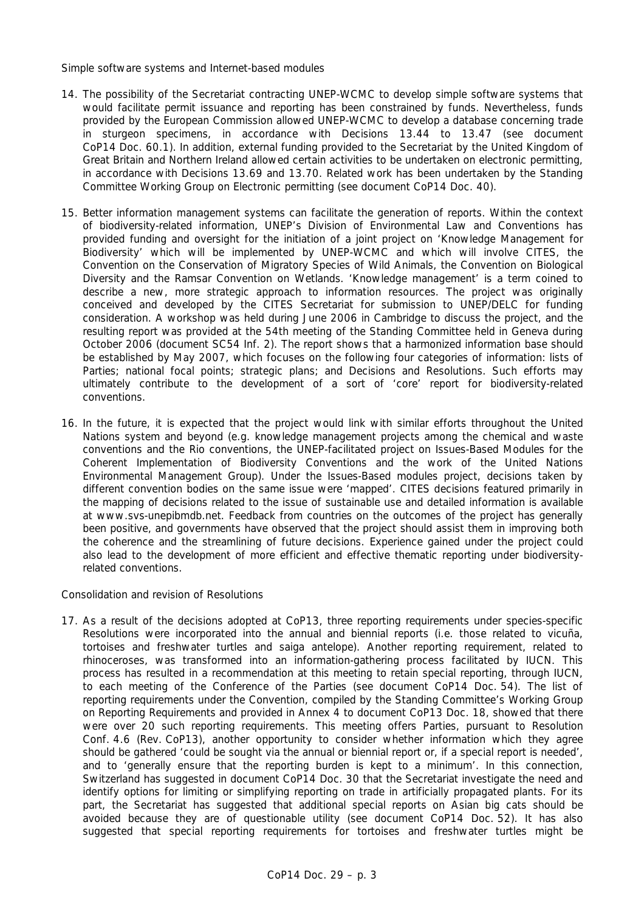Simple software systems and Internet-based modules

14. The possibility of the Secretariat contracting UNEP-WCMC to develop simple software systems that would facilitate permit issuance and reporting has been constrained by funds. Nevertheless, funds provided by the European Commission allowed UNEP-WCMC to develop a database concerning trade in sturgeon specimens, in accordance with Decisions 13.44 to 13.47 (see document CoP14 Doc. 60.1). In addition, external funding provided to the Secretariat by the United Kingdom of Great Britain and Northern Ireland allowed certain activities to be undertaken on electronic permitting, in accordance with Decisions 13.69 and 13.70. Related work has been undertaken by the Standing Committee Working Group on Electronic permitting (see document CoP14 Doc. 40).

15. Better information management systems can facilitate the generation of reports. Within the context of biodiversity-related information, UNEP's Division of Environmental Law and Conventions has provided funding and oversight for the initiation of a joint project on 'Knowledge Management for Biodiversity' which will be implemented by UNEP-WCMC and which will involve CITES, the Convention on the Conservation of Migratory Species of Wild Animals, the Convention on Biological Diversity and the Ramsar Convention on Wetlands. 'Knowledge management' is a term coined to describe a new, more strategic approach to information resources. The project was originally conceived and developed by the CITES Secretariat for submission to UNEP/DELC for funding consideration. A workshop was held during June 2006 in Cambridge to discuss the project, and the resulting report was provided at the 54th meeting of the Standing Committee held in Geneva during October 2006 (document SC54 Inf. 2). The report shows that a harmonized information base should be established by May 2007, which focuses on the following four categories of information: lists of Parties; national focal points; strategic plans; and Decisions and Resolutions. Such efforts may ultimately contribute to the development of a sort of 'core' report for biodiversity-related conventions.

16. In the future, it is expected that the project would link with similar efforts throughout the United Nations system and beyond (e.g. knowledge management projects among the chemical and waste conventions and the Rio conventions, the UNEP-facilitated project on Issues-Based Modules for the Coherent Implementation of Biodiversity Conventions and the work of the United Nations Environmental Management Group). Under the Issues-Based modules project, decisions taken by different convention bodies on the same issue were 'mapped'. CITES decisions featured primarily in the mapping of decisions related to the issue of sustainable use and detailed information is available at www.svs-unepibmdb.net. Feedback from countries on the outcomes of the project has generally been positive, and governments have observed that the project should assist them in improving both the coherence and the streamlining of future decisions. Experience gained under the project could also lead to the development of more efficient and effective thematic reporting under biodiversity-related conventions.

Consolidation and revision of Resolutions

17. As a result of the decisions adopted at CoP13, three reporting requirements under species-specific Resolutions were incorporated into the annual and biennial reports (i.e. those related to vicuña, tortoises and freshwater turtles and saiga antelope). Another reporting requirement, related to rhinoceroses, was transformed into an information-gathering process facilitated by IUCN. This process has resulted in a recommendation at this meeting to retain special reporting, through IUCN, to each meeting of the Conference of the Parties (see document CoP14 Doc. 54). The list of reporting requirements under the Convention, compiled by the Standing Committee's Working Group on Reporting Requirements and provided in Annex 4 to document CoP13 Doc. 18, showed that there were over 20 such reporting requirements. This meeting offers Parties, pursuant to Resolution Conf. 4.6 (Rev. CoP13), another opportunity to consider whether information which they agree should be gathered 'could be sought via the annual or biennial report or, if a special report is needed', and to 'generally ensure that the reporting burden is kept to a minimum'. In this connection, Switzerland has suggested in document CoP14 Doc. 30 that the Secretariat investigate the need and identify options for limiting or simplifying reporting on trade in artificially propagated plants. For its part, the Secretariat has suggested that additional special reports on Asian big cats should be avoided because they are of questionable utility (see document CoP14 Doc. 52). It has also suggested that special reporting requirements for tortoises and freshwater turtles might be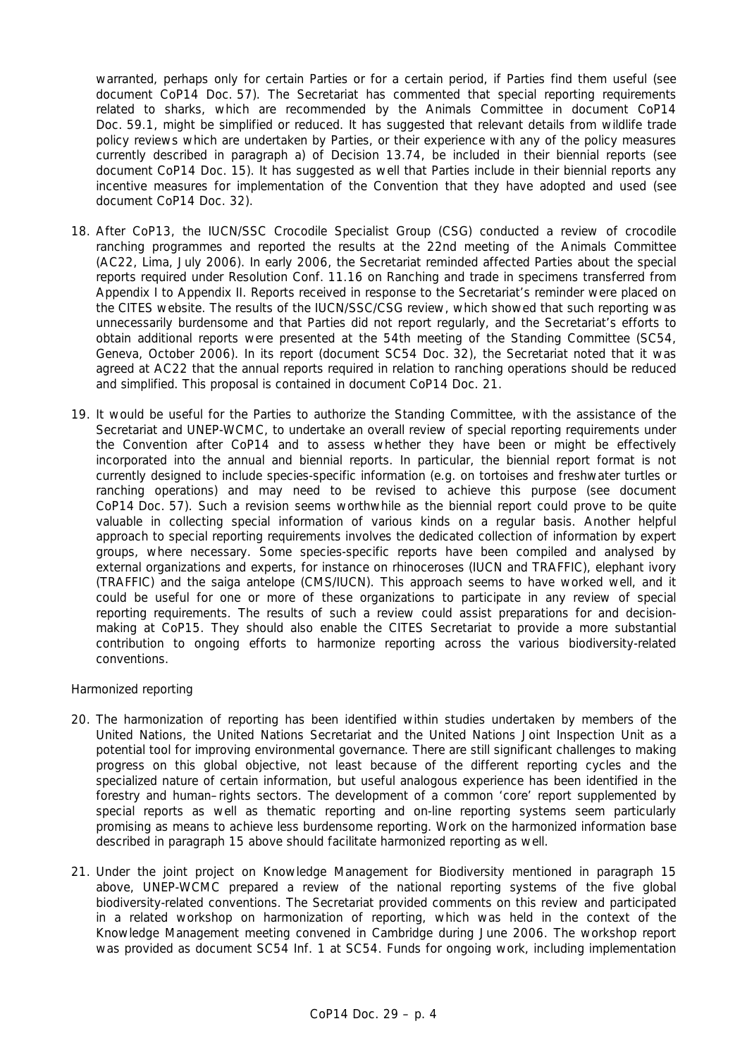warranted, perhaps only for certain Parties or for a certain period, if Parties find them useful (see document CoP14 Doc. 57). The Secretariat has commented that special reporting requirements related to sharks, which are recommended by the Animals Committee in document CoP14 Doc. 59.1, might be simplified or reduced. It has suggested that relevant details from wildlife trade policy reviews which are undertaken by Parties, or their experience with any of the policy measures currently described in paragraph a) of Decision 13.74, be included in their biennial reports (see document CoP14 Doc. 15). It has suggested as well that Parties include in their biennial reports any incentive measures for implementation of the Convention that they have adopted and used (see document CoP14 Doc. 32).

18. After CoP13, the IUCN/SSC Crocodile Specialist Group (CSG) conducted a review of crocodile ranching programmes and reported the results at the 22nd meeting of the Animals Committee (AC22, Lima, July 2006). In early 2006, the Secretariat reminded affected Parties about the special reports required under Resolution Conf. 11.16 on Ranching and trade in specimens transferred from Appendix I to Appendix II. Reports received in response to the Secretariat's reminder were placed on the CITES website. The results of the IUCN/SSC/CSG review, which showed that such reporting was unnecessarily burdensome and that Parties did not report regularly, and the Secretariat's efforts to obtain additional reports were presented at the 54th meeting of the Standing Committee (SC54, Geneva, October 2006). In its report (document SC54 Doc. 32), the Secretariat noted that it was agreed at AC22 that the annual reports required in relation to ranching operations should be reduced and simplified. This proposal is contained in document CoP14 Doc. 21.

19. It would be useful for the Parties to authorize the Standing Committee, with the assistance of the Secretariat and UNEP-WCMC, to undertake an overall review of special reporting requirements under the Convention after CoP14 and to assess whether they have been or might be effectively incorporated into the annual and biennial reports. In particular, the biennial report format is not currently designed to include species-specific information (e.g. on tortoises and freshwater turtles or ranching operations) and may need to be revised to achieve this purpose (see document CoP14 Doc. 57). Such a revision seems worthwhile as the biennial report could prove to be quite valuable in collecting special information of various kinds on a regular basis. Another helpful approach to special reporting requirements involves the dedicated collection of information by expert groups, where necessary. Some species-specific reports have been compiled and analysed by external organizations and experts, for instance on rhinoceroses (IUCN and TRAFFIC), elephant ivory (TRAFFIC) and the saiga antelope (CMS/IUCN). This approach seems to have worked well, and it could be useful for one or more of these organizations to participate in any review of special reporting requirements. The results of such a review could assist preparations for and decision-making at CoP15. They should also enable the CITES Secretariat to provide a more substantial contribution to ongoing efforts to harmonize reporting across the various biodiversity-related conventions.

*Harmonized reporting*

20. The harmonization of reporting has been identified within studies undertaken by members of the United Nations, the United Nations Secretariat and the United Nations Joint Inspection Unit as a potential tool for improving environmental governance. There are still significant challenges to making progress on this global objective, not least because of the different reporting cycles and the specialized nature of certain information, but useful analogous experience has been identified in the forestry and human–rights sectors. The development of a common 'core' report supplemented by special reports as well as thematic reporting and on-line reporting systems seem particularly promising as means to achieve less burdensome reporting. Work on the harmonized information base described in paragraph 15 above should facilitate harmonized reporting as well.

21. Under the joint project on Knowledge Management for Biodiversity mentioned in paragraph 15 above, UNEP-WCMC prepared a review of the national reporting systems of the five global biodiversity-related conventions. The Secretariat provided comments on this review and participated in a related workshop on harmonization of reporting, which was held in the context of the Knowledge Management meeting convened in Cambridge during June 2006. The workshop report was provided as document SC54 Inf. 1 at SC54. Funds for ongoing work, including implementation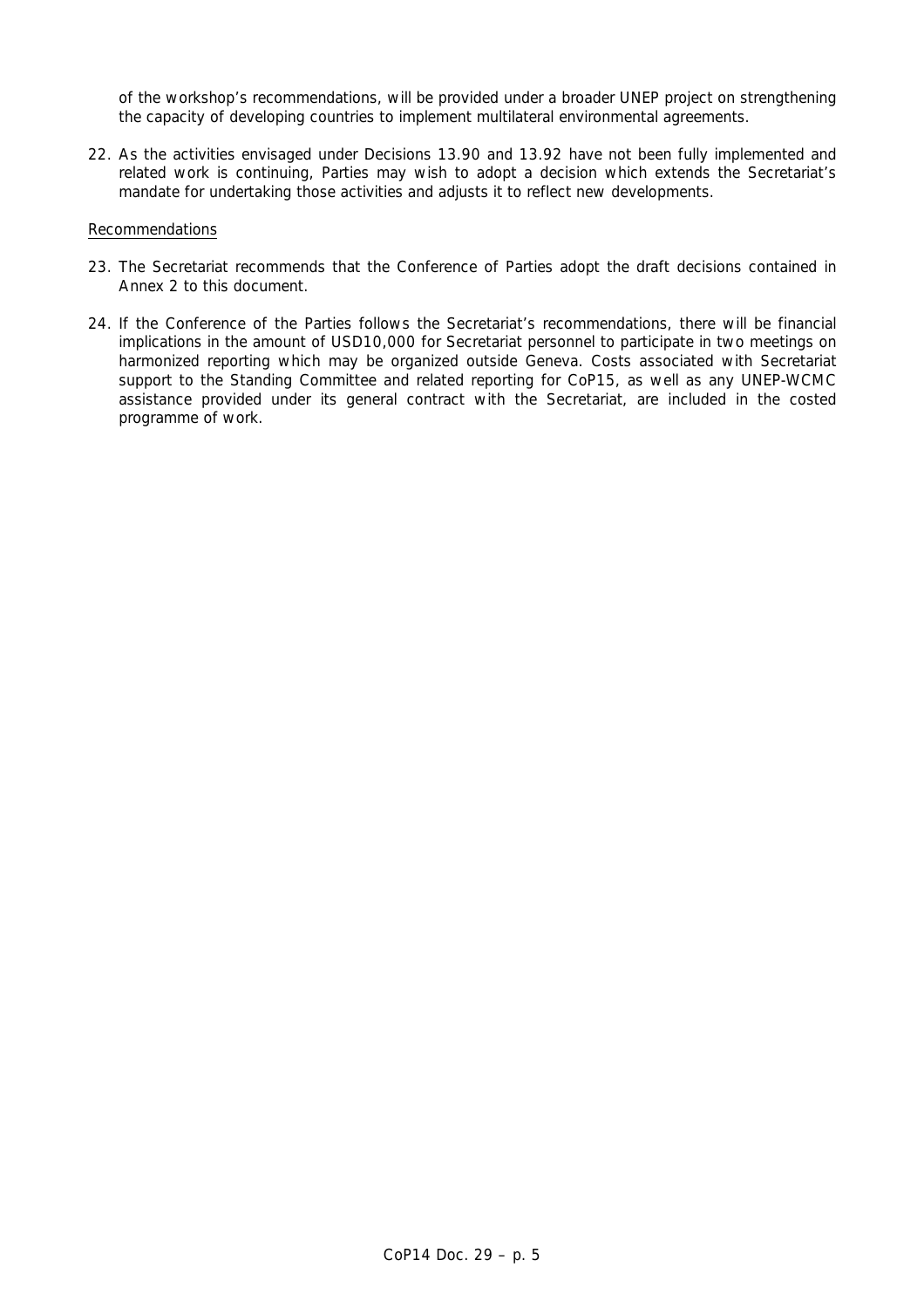of the workshop's recommendations, will be provided under a broader UNEP project on strengthening the capacity of developing countries to implement multilateral environmental agreements.

22. As the activities envisaged under Decisions 13.90 and 13.92 have not been fully implemented and related work is continuing, Parties may wish to adopt a decision which extends the Secretariat's mandate for undertaking those activities and adjusts it to reflect new developments.

Recommendations

23. The Secretariat recommends that the Conference of Parties adopt the draft decisions contained in Annex 2 to this document.

24. If the Conference of the Parties follows the Secretariat's recommendations, there will be financial implications in the amount of USD10,000 for Secretariat personnel to participate in two meetings on harmonized reporting which may be organized outside Geneva. Costs associated with Secretariat support to the Standing Committee and related reporting for CoP15, as well as any UNEP-WCMC assistance provided under its general contract with the Secretariat, are included in the costed programme of work.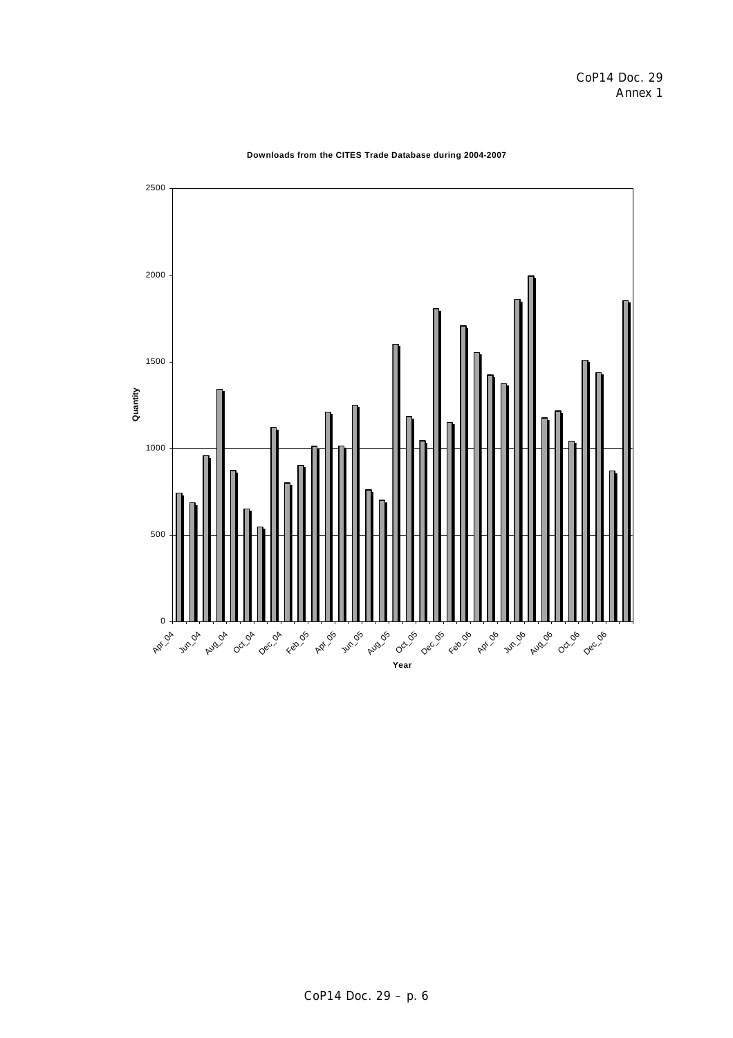Annex 1

**Downloads from the CITES Trade Database during 2004-2007**

| Month | Quantity |
| --- | --- |
| Apr_04 | 740 |
| May_04 | 685 |
| Jun_04 | 960 |
| Jul_04 | 1345 |
| Aug_04 | 875 |
| Sep_04 | 650 |
| Oct_04 | 545 |
| Nov_04 | 1120 |
| Dec_04 | 800 |
| Jan_05 | 905 |
| Feb_05 | 1015 |
| Mar_05 | 1210 |
| Apr_05 | 1015 |
| May_05 | 1250 |
| Jun_05 | 760 |
| Jul_05 | 700 |
| Aug_05 | 1600 |
| Sep_05 | 1185 |
| Oct_05 | 1045 |
| Nov_05 | 1810 |
| Dec_05 | 1150 |
| Jan_06 | 1710 |
| Feb_06 | 1555 |
| Mar_06 | 1425 |
| Apr_06 | 1375 |
| May_06 | 1860 |
| Jun_06 | 2000 |
| Jul_06 | 1180 |
| Aug_06 | 1215 |
| Sep_06 | 1040 |
| Oct_06 | 1510 |
| Nov_06 | 1440 |
| Dec_06 | 870 |
| Jan_07 | 1855 |

Note: values are approximate, read from the bar chart (y-axis: Quantity, 0–2500; x-axis: Year).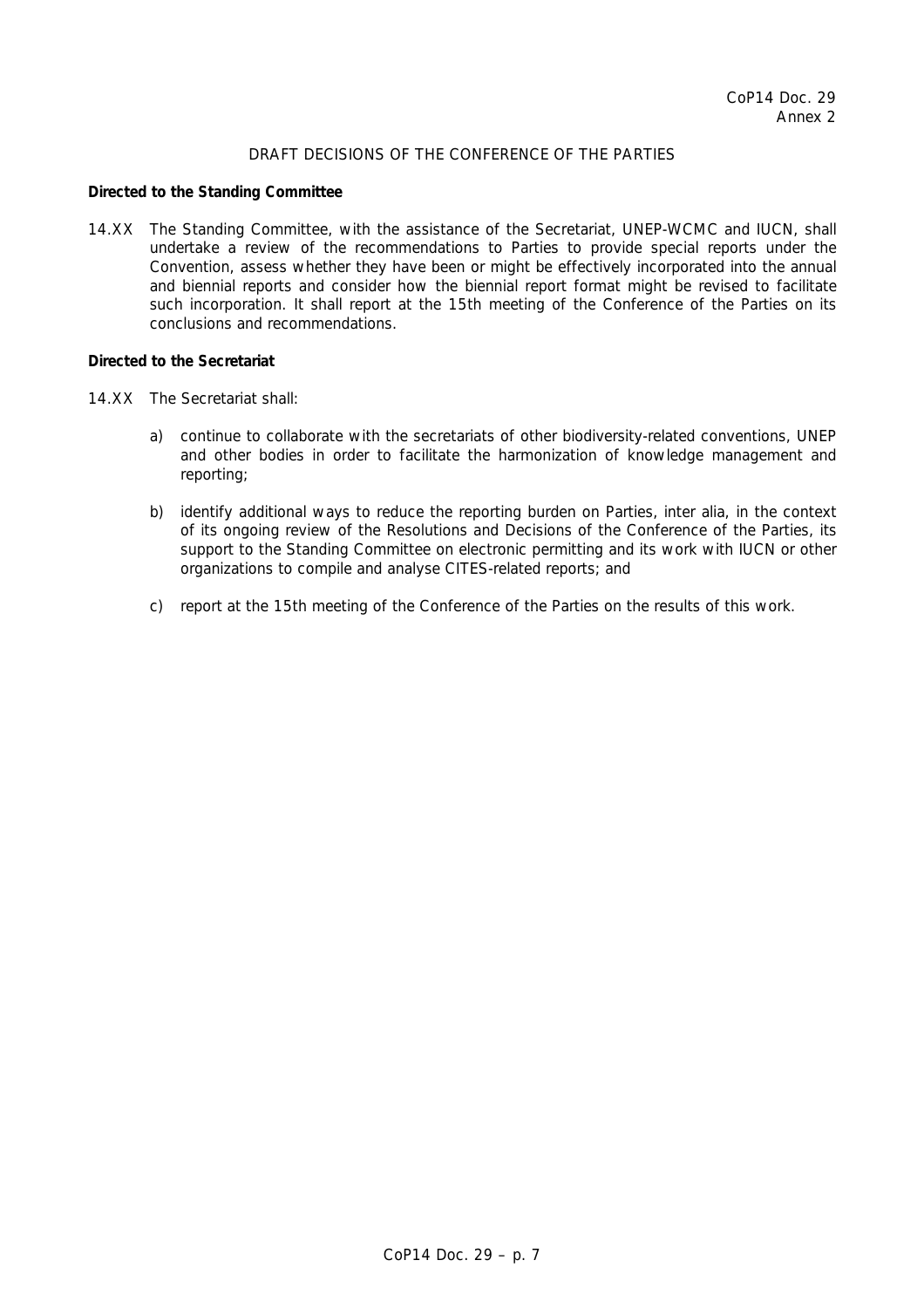CoP14 Doc. 29
Annex 2

DRAFT DECISIONS OF THE CONFERENCE OF THE PARTIES

**Directed to the Standing Committee**

14.XX The Standing Committee, with the assistance of the Secretariat, UNEP-WCMC and IUCN, shall undertake a review of the recommendations to Parties to provide special reports under the Convention, assess whether they have been or might be effectively incorporated into the annual and biennial reports and consider how the biennial report format might be revised to facilitate such incorporation. It shall report at the 15th meeting of the Conference of the Parties on its conclusions and recommendations.

**Directed to the Secretariat**

14.XX The Secretariat shall:

a) continue to collaborate with the secretariats of other biodiversity-related conventions, UNEP and other bodies in order to facilitate the harmonization of knowledge management and reporting;

b) identify additional ways to reduce the reporting burden on Parties, inter alia, in the context of its ongoing review of the Resolutions and Decisions of the Conference of the Parties, its support to the Standing Committee on electronic permitting and its work with IUCN or other organizations to compile and analyse CITES-related reports; and

c) report at the 15th meeting of the Conference of the Parties on the results of this work.